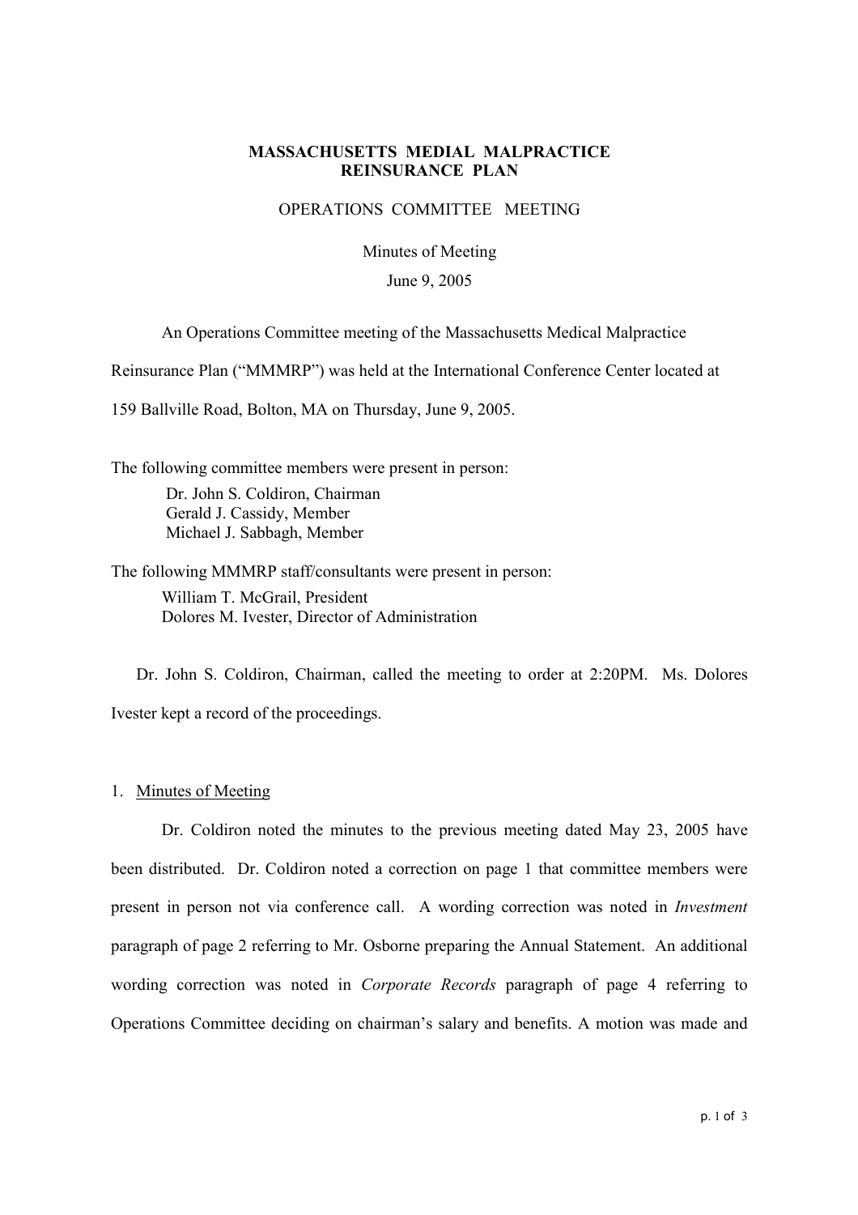# MASSACHUSETTS MEDIAL MALPRACTICE REINSURANCE PLAN

## OPERATIONS COMMITTEE MEETING

Minutes of Meeting

June 9, 2005

An Operations Committee meeting of the Massachusetts Medical Malpractice Reinsurance Plan ("MMMRP") was held at the International Conference Center located at 159 Ballville Road, Bolton, MA on Thursday, June 9, 2005.

The following committee members were present in person:

Dr. John S. Coldiron, Chairman
Gerald J. Cassidy, Member
Michael J. Sabbagh, Member

The following MMMRP staff/consultants were present in person:

William T. McGrail, President
Dolores M. Ivester, Director of Administration

Dr. John S. Coldiron, Chairman, called the meeting to order at 2:20PM. Ms. Dolores Ivester kept a record of the proceedings.

1. Minutes of Meeting

Dr. Coldiron noted the minutes to the previous meeting dated May 23, 2005 have been distributed. Dr. Coldiron noted a correction on page 1 that committee members were present in person not via conference call. A wording correction was noted in *Investment* paragraph of page 2 referring to Mr. Osborne preparing the Annual Statement. An additional wording correction was noted in *Corporate Records* paragraph of page 4 referring to Operations Committee deciding on chairman's salary and benefits. A motion was made and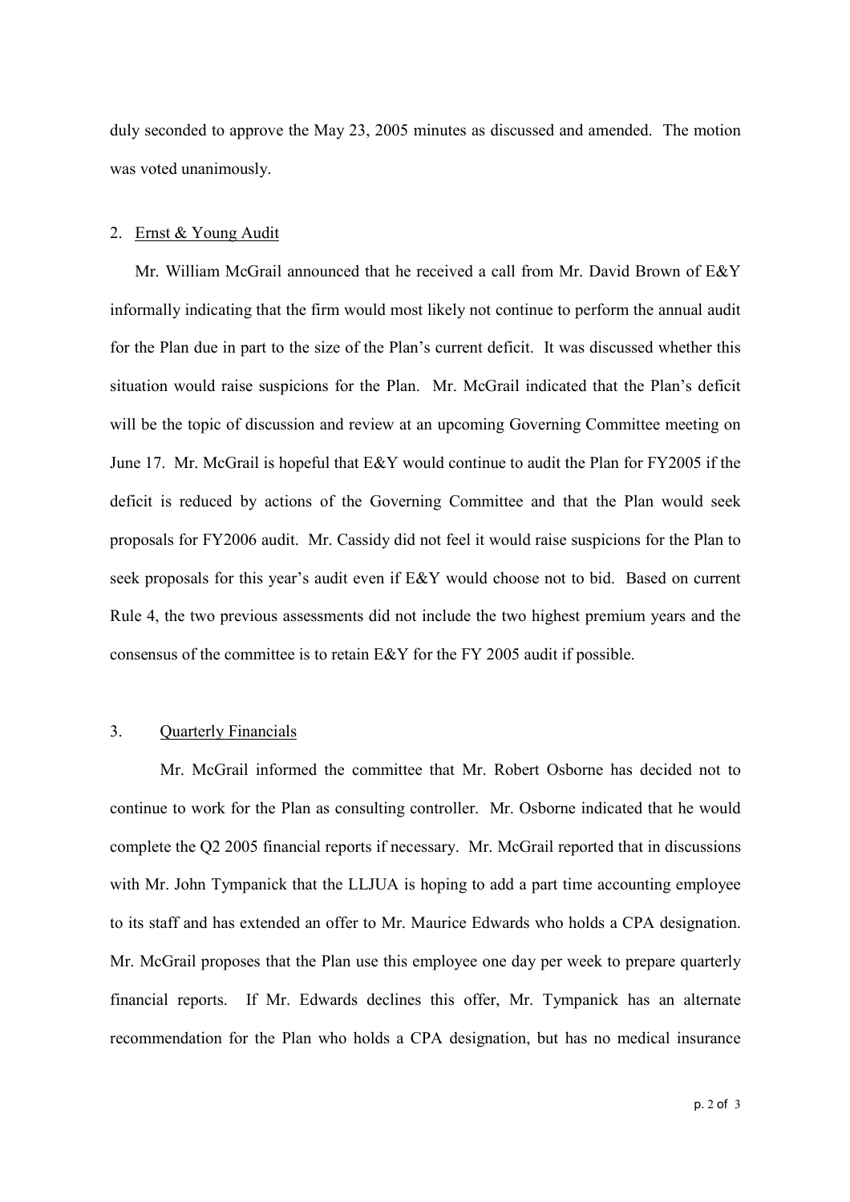duly seconded to approve the May 23, 2005 minutes as discussed and amended. The motion was voted unanimously.

2. Ernst & Young Audit

Mr. William McGrail announced that he received a call from Mr. David Brown of E&Y informally indicating that the firm would most likely not continue to perform the annual audit for the Plan due in part to the size of the Plan's current deficit. It was discussed whether this situation would raise suspicions for the Plan. Mr. McGrail indicated that the Plan's deficit will be the topic of discussion and review at an upcoming Governing Committee meeting on June 17. Mr. McGrail is hopeful that E&Y would continue to audit the Plan for FY2005 if the deficit is reduced by actions of the Governing Committee and that the Plan would seek proposals for FY2006 audit. Mr. Cassidy did not feel it would raise suspicions for the Plan to seek proposals for this year's audit even if E&Y would choose not to bid. Based on current Rule 4, the two previous assessments did not include the two highest premium years and the consensus of the committee is to retain E&Y for the FY 2005 audit if possible.

3. Quarterly Financials

Mr. McGrail informed the committee that Mr. Robert Osborne has decided not to continue to work for the Plan as consulting controller. Mr. Osborne indicated that he would complete the Q2 2005 financial reports if necessary. Mr. McGrail reported that in discussions with Mr. John Tympanick that the LLJUA is hoping to add a part time accounting employee to its staff and has extended an offer to Mr. Maurice Edwards who holds a CPA designation. Mr. McGrail proposes that the Plan use this employee one day per week to prepare quarterly financial reports. If Mr. Edwards declines this offer, Mr. Tympanick has an alternate recommendation for the Plan who holds a CPA designation, but has no medical insurance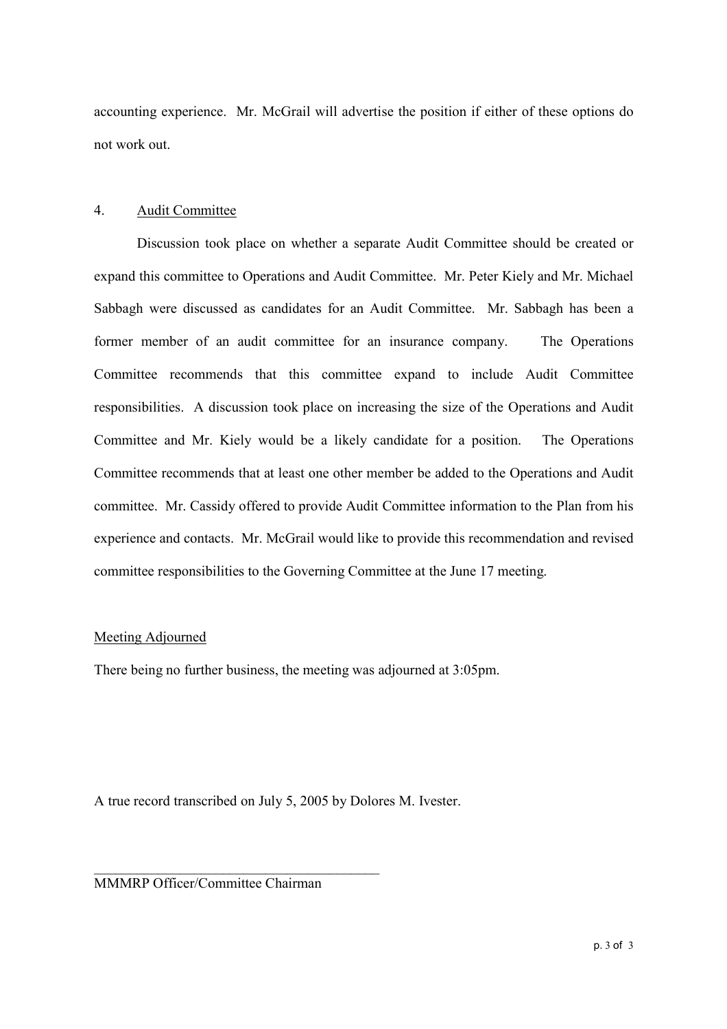accounting experience. Mr. McGrail will advertise the position if either of these options do not work out.

4. Audit Committee

Discussion took place on whether a separate Audit Committee should be created or expand this committee to Operations and Audit Committee. Mr. Peter Kiely and Mr. Michael Sabbagh were discussed as candidates for an Audit Committee. Mr. Sabbagh has been a former member of an audit committee for an insurance company. The Operations Committee recommends that this committee expand to include Audit Committee responsibilities. A discussion took place on increasing the size of the Operations and Audit Committee and Mr. Kiely would be a likely candidate for a position. The Operations Committee recommends that at least one other member be added to the Operations and Audit committee. Mr. Cassidy offered to provide Audit Committee information to the Plan from his experience and contacts. Mr. McGrail would like to provide this recommendation and revised committee responsibilities to the Governing Committee at the June 17 meeting.

Meeting Adjourned

There being no further business, the meeting was adjourned at 3:05pm.

A true record transcribed on July 5, 2005 by Dolores M. Ivester.

\_\_\_\_\_\_\_\_\_\_\_\_\_\_\_\_\_\_\_\_\_\_\_\_\_\_\_\_\_\_\_\_\_\_\_\_\_\_\_\_\_

MMMRP Officer/Committee Chairman